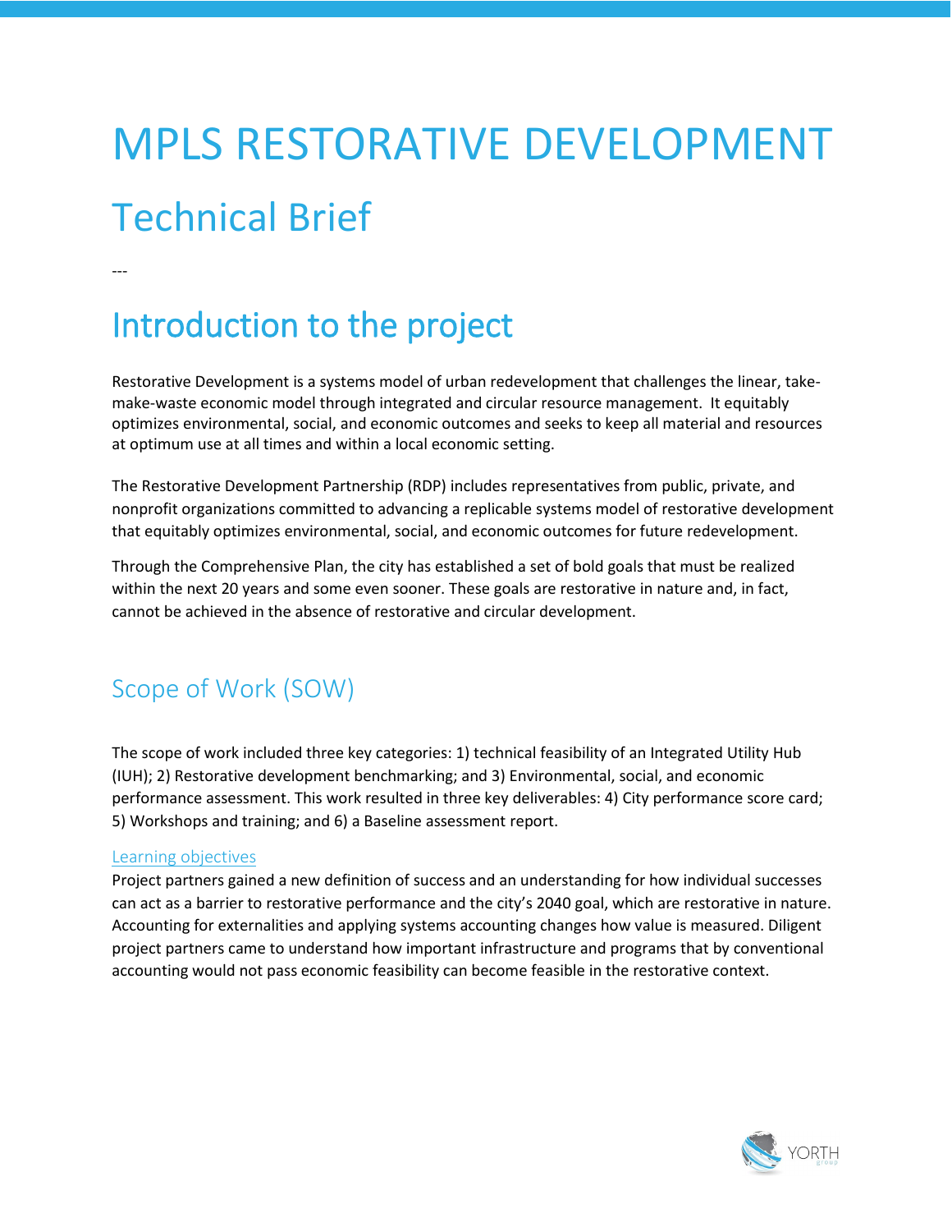# MPLS RESTORATIVE DEVELOPMENT

## Technical Brief

---

## Introduction to the project

Restorative Development is a systems model of urban redevelopment that challenges the linear, take-make-waste economic model through integrated and circular resource management.  It equitably optimizes environmental, social, and economic outcomes and seeks to keep all material and resources at optimum use at all times and within a local economic setting.

The Restorative Development Partnership (RDP) includes representatives from public, private, and nonprofit organizations committed to advancing a replicable systems model of restorative development that equitably optimizes environmental, social, and economic outcomes for future redevelopment.

Through the Comprehensive Plan, the city has established a set of bold goals that must be realized within the next 20 years and some even sooner. These goals are restorative in nature and, in fact, cannot be achieved in the absence of restorative and circular development.

### Scope of Work (SOW)

The scope of work included three key categories: 1) technical feasibility of an Integrated Utility Hub (IUH); 2) Restorative development benchmarking; and 3) Environmental, social, and economic performance assessment. This work resulted in three key deliverables: 4) City performance score card; 5) Workshops and training; and 6) a Baseline assessment report.

#### Learning objectives

Project partners gained a new definition of success and an understanding for how individual successes can act as a barrier to restorative performance and the city's 2040 goal, which are restorative in nature. Accounting for externalities and applying systems accounting changes how value is measured. Diligent project partners came to understand how important infrastructure and programs that by conventional accounting would not pass economic feasibility can become feasible in the restorative context.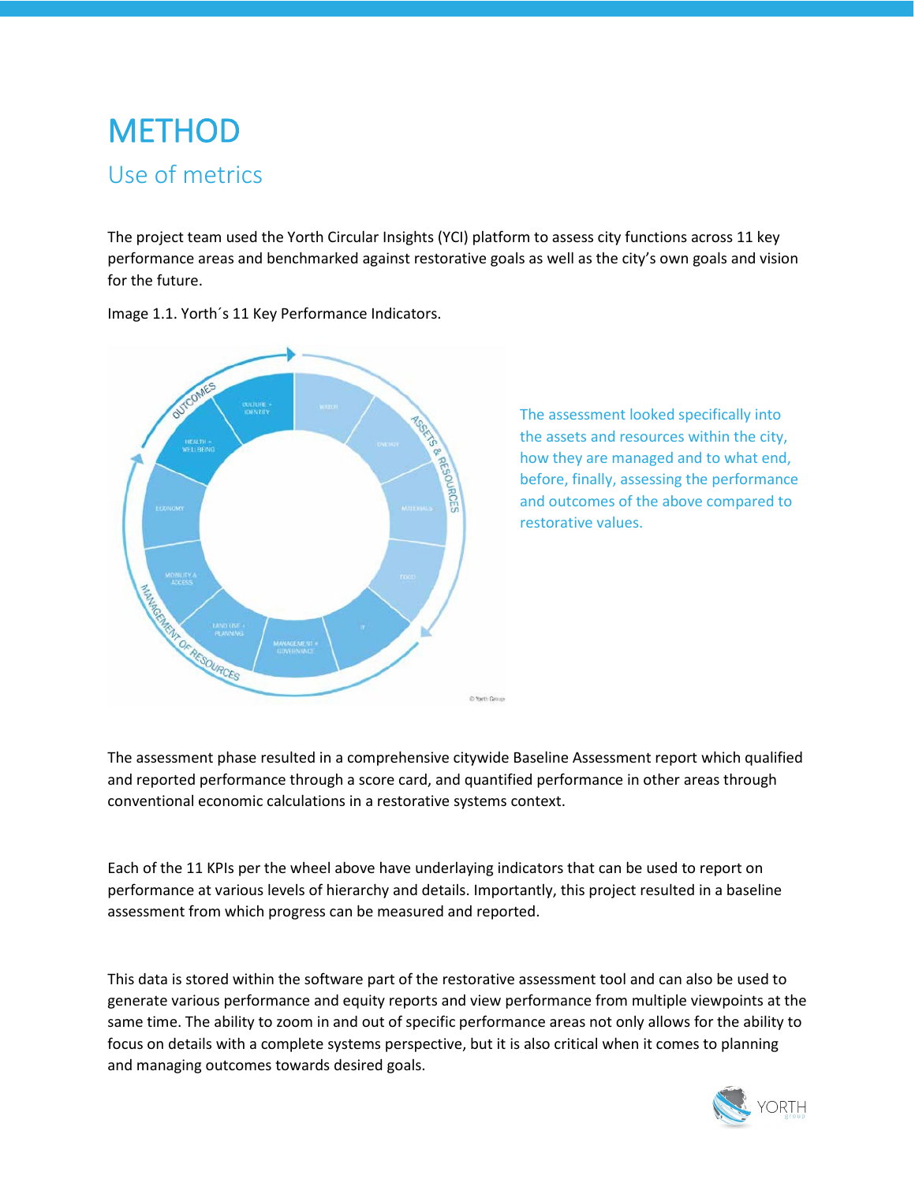# METHOD

## Use of metrics

The project team used the Yorth Circular Insights (YCI) platform to assess city functions across 11 key performance areas and benchmarked against restorative goals as well as the city's own goals and vision for the future.

Image 1.1. Yorth´s 11 Key Performance Indicators.

The assessment looked specifically into the assets and resources within the city, how they are managed and to what end, before, finally, assessing the performance and outcomes of the above compared to restorative values.

The assessment phase resulted in a comprehensive citywide Baseline Assessment report which qualified and reported performance through a score card, and quantified performance in other areas through conventional economic calculations in a restorative systems context.

Each of the 11 KPIs per the wheel above have underlaying indicators that can be used to report on performance at various levels of hierarchy and details. Importantly, this project resulted in a baseline assessment from which progress can be measured and reported.

This data is stored within the software part of the restorative assessment tool and can also be used to generate various performance and equity reports and view performance from multiple viewpoints at the same time. The ability to zoom in and out of specific performance areas not only allows for the ability to focus on details with a complete systems perspective, but it is also critical when it comes to planning and managing outcomes towards desired goals.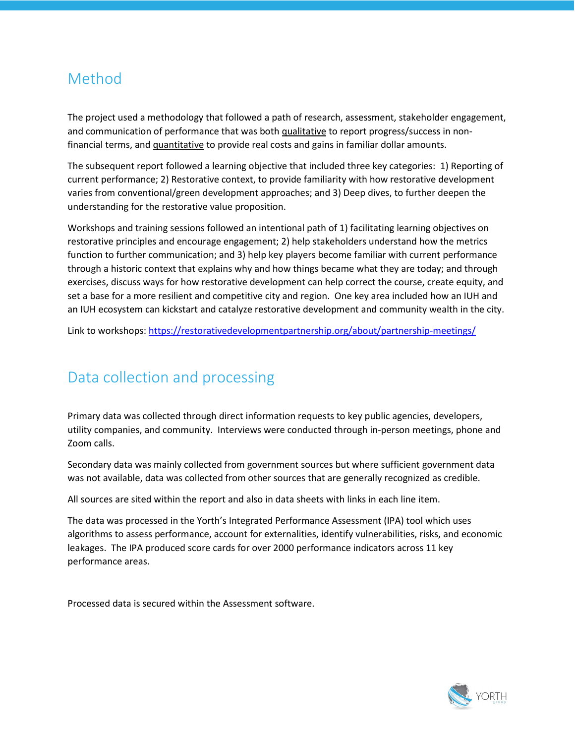## Method

The project used a methodology that followed a path of research, assessment, stakeholder engagement, and communication of performance that was both qualitative to report progress/success in non-financial terms, and quantitative to provide real costs and gains in familiar dollar amounts.

The subsequent report followed a learning objective that included three key categories: 1) Reporting of current performance; 2) Restorative context, to provide familiarity with how restorative development varies from conventional/green development approaches; and 3) Deep dives, to further deepen the understanding for the restorative value proposition.

Workshops and training sessions followed an intentional path of 1) facilitating learning objectives on restorative principles and encourage engagement; 2) help stakeholders understand how the metrics function to further communication; and 3) help key players become familiar with current performance through a historic context that explains why and how things became what they are today; and through exercises, discuss ways for how restorative development can help correct the course, create equity, and set a base for a more resilient and competitive city and region. One key area included how an IUH and an IUH ecosystem can kickstart and catalyze restorative development and community wealth in the city.

Link to workshops: https://restorativedevelopmentpartnership.org/about/partnership-meetings/

## Data collection and processing

Primary data was collected through direct information requests to key public agencies, developers, utility companies, and community. Interviews were conducted through in-person meetings, phone and Zoom calls.

Secondary data was mainly collected from government sources but where sufficient government data was not available, data was collected from other sources that are generally recognized as credible.

All sources are sited within the report and also in data sheets with links in each line item.

The data was processed in the Yorth's Integrated Performance Assessment (IPA) tool which uses algorithms to assess performance, account for externalities, identify vulnerabilities, risks, and economic leakages. The IPA produced score cards for over 2000 performance indicators across 11 key performance areas.

Processed data is secured within the Assessment software.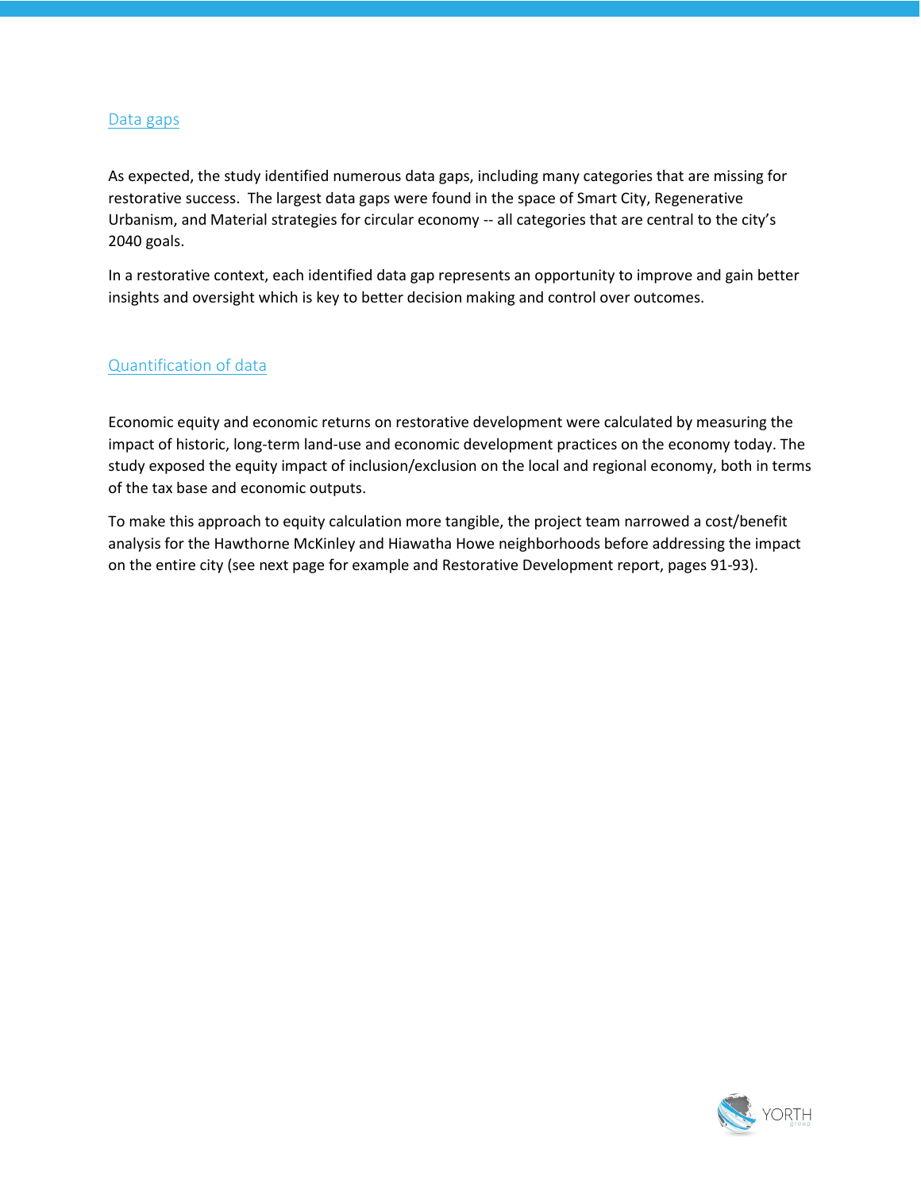## Data gaps

As expected, the study identified numerous data gaps, including many categories that are missing for restorative success.  The largest data gaps were found in the space of Smart City, Regenerative Urbanism, and Material strategies for circular economy -- all categories that are central to the city's 2040 goals.

In a restorative context, each identified data gap represents an opportunity to improve and gain better insights and oversight which is key to better decision making and control over outcomes.

## Quantification of data

Economic equity and economic returns on restorative development were calculated by measuring the impact of historic, long-term land-use and economic development practices on the economy today. The study exposed the equity impact of inclusion/exclusion on the local and regional economy, both in terms of the tax base and economic outputs.

To make this approach to equity calculation more tangible, the project team narrowed a cost/benefit analysis for the Hawthorne McKinley and Hiawatha Howe neighborhoods before addressing the impact on the entire city (see next page for example and Restorative Development report, pages 91-93).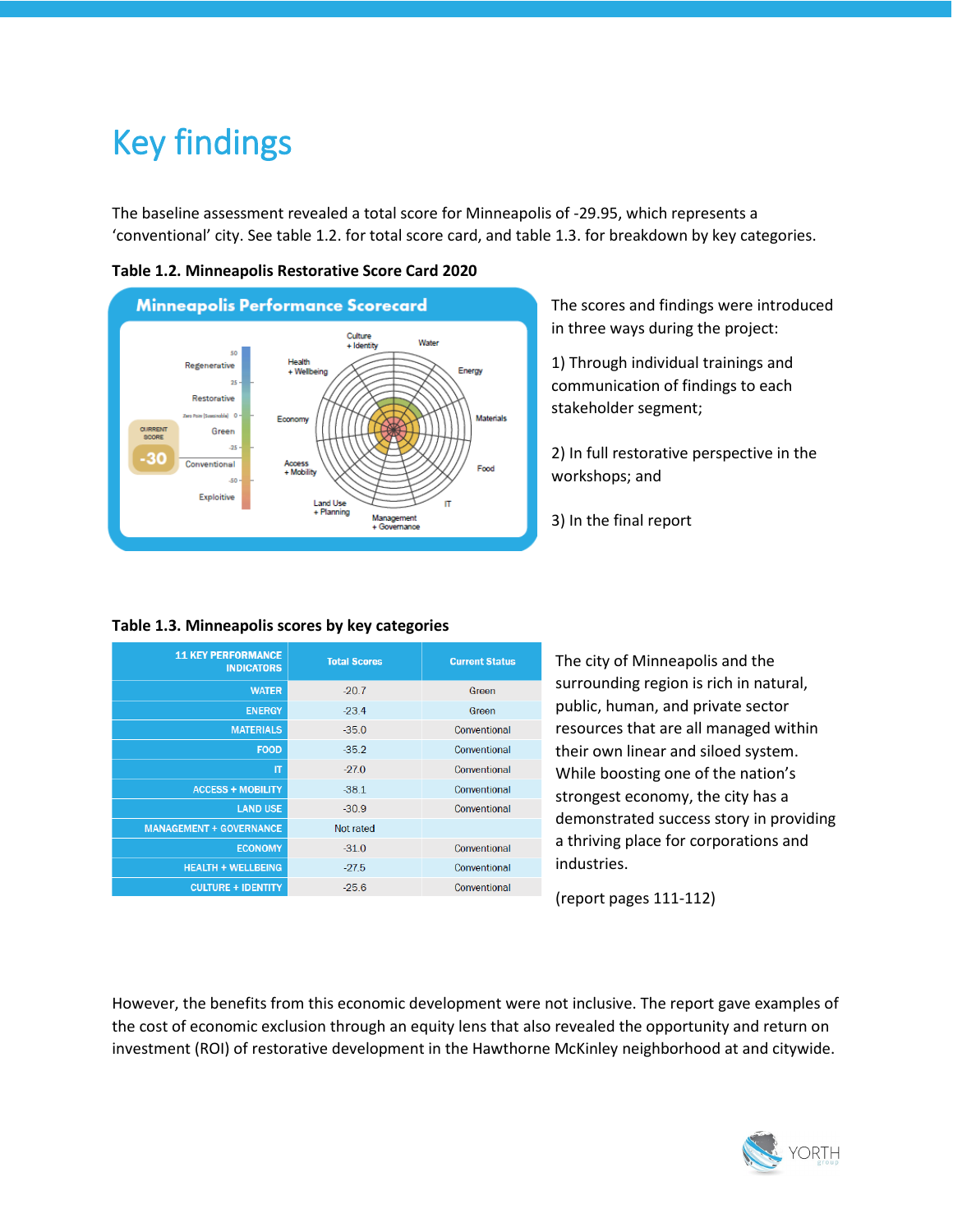# Key findings

The baseline assessment revealed a total score for Minneapolis of -29.95, which represents a 'conventional' city. See table 1.2. for total score card, and table 1.3. for breakdown by key categories.

**Table 1.2. Minneapolis Restorative Score Card 2020**

The scores and findings were introduced in three ways during the project:

1) Through individual trainings and communication of findings to each stakeholder segment;

2) In full restorative perspective in the workshops; and

3) In the final report

**Table 1.3. Minneapolis scores by key categories**

| 11 KEY PERFORMANCE INDICATORS | Total Scores | Current Status |
|---|---|---|
| WATER | -20.7 | Green |
| ENERGY | -23.4 | Green |
| MATERIALS | -35.0 | Conventional |
| FOOD | -35.2 | Conventional |
| IT | -27.0 | Conventional |
| ACCESS + MOBILITY | -38.1 | Conventional |
| LAND USE | -30.9 | Conventional |
| MANAGEMENT + GOVERNANCE | Not rated | |
| ECONOMY | -31.0 | Conventional |
| HEALTH + WELLBEING | -27.5 | Conventional |
| CULTURE + IDENTITY | -25.6 | Conventional |

The city of Minneapolis and the surrounding region is rich in natural, public, human, and private sector resources that are all managed within their own linear and siloed system. While boosting one of the nation's strongest economy, the city has a demonstrated success story in providing a thriving place for corporations and industries.

(report pages 111-112)

However, the benefits from this economic development were not inclusive. The report gave examples of the cost of economic exclusion through an equity lens that also revealed the opportunity and return on investment (ROI) of restorative development in the Hawthorne McKinley neighborhood at and citywide.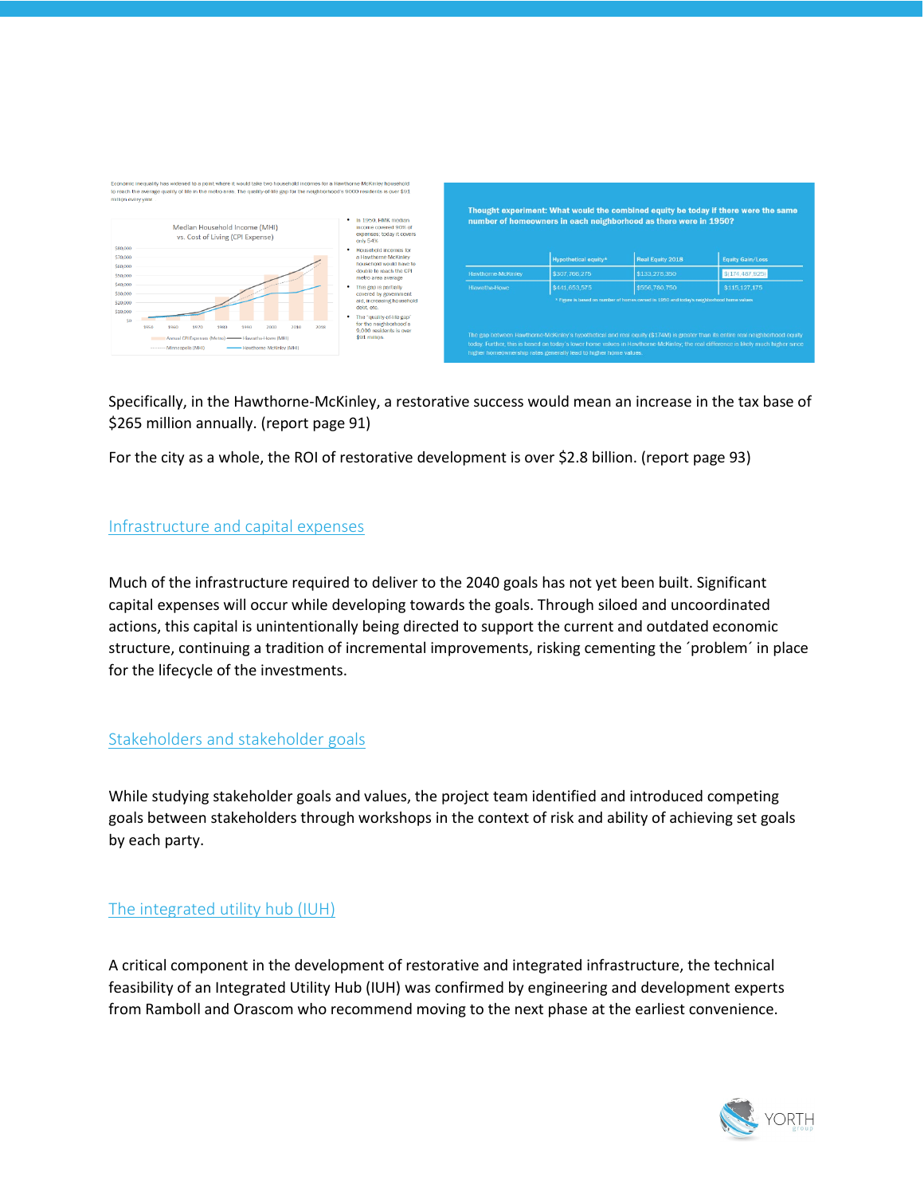Economic inequality has widened to a point where it would take two household incomes for a Hawthorne-McKinley household to reach the average quality of life in the metro area. The quality-of-life gap for the neighborhood's 9000 residents is over $91 million every year.

Median Household Income (MHI) vs. Cost of Living (CPI Expense)

- In 1950, HMK median income covered 80% of expenses; today it covers only 54%
- Household incomes for a Hawthorne-McKinley household would have to double to reach the CPI metro area average
- This gap is partially covered by government aid, increasing household debt, etc.
- The 'quality-of-life gap' for the neighborhood's 9,000 residents is over $91 million.

**Thought experiment: What would the combined equity be today if there were the same number of homeowners in each neighborhood as there were in 1950?**

| | Hypothetical equity* | Real Equity 2018 | Equity Gain/Loss |
|---|---|---|---|
| Hawthorne-McKinley | $307,766,275 | $133,278,350 | $(174,487,925) |
| Hawthorne-Howe | $441,653,575 | $556,780,750 | $115,127,175 |

* Figure is based on number of homes owned in 1950 and today's neighborhood home values

The gap between Hawthorne-McKinley's hypothetical and real equity ($174M) is greater than its entire real neighborhood equity today. Further, this is based on today's lower home values in Hawthorne-McKinley; the real difference is likely much higher since higher homeownership rates generally lead to higher home values.

Specifically, in the Hawthorne-McKinley, a restorative success would mean an increase in the tax base of $265 million annually. (report page 91)

For the city as a whole, the ROI of restorative development is over $2.8 billion. (report page 93)

## Infrastructure and capital expenses

Much of the infrastructure required to deliver to the 2040 goals has not yet been built. Significant capital expenses will occur while developing towards the goals. Through siloed and uncoordinated actions, this capital is unintentionally being directed to support the current and outdated economic structure, continuing a tradition of incremental improvements, risking cementing the ´problem´ in place for the lifecycle of the investments.

## Stakeholders and stakeholder goals

While studying stakeholder goals and values, the project team identified and introduced competing goals between stakeholders through workshops in the context of risk and ability of achieving set goals by each party.

## The integrated utility hub (IUH)

A critical component in the development of restorative and integrated infrastructure, the technical feasibility of an Integrated Utility Hub (IUH) was confirmed by engineering and development experts from Ramboll and Orascom who recommend moving to the next phase at the earliest convenience.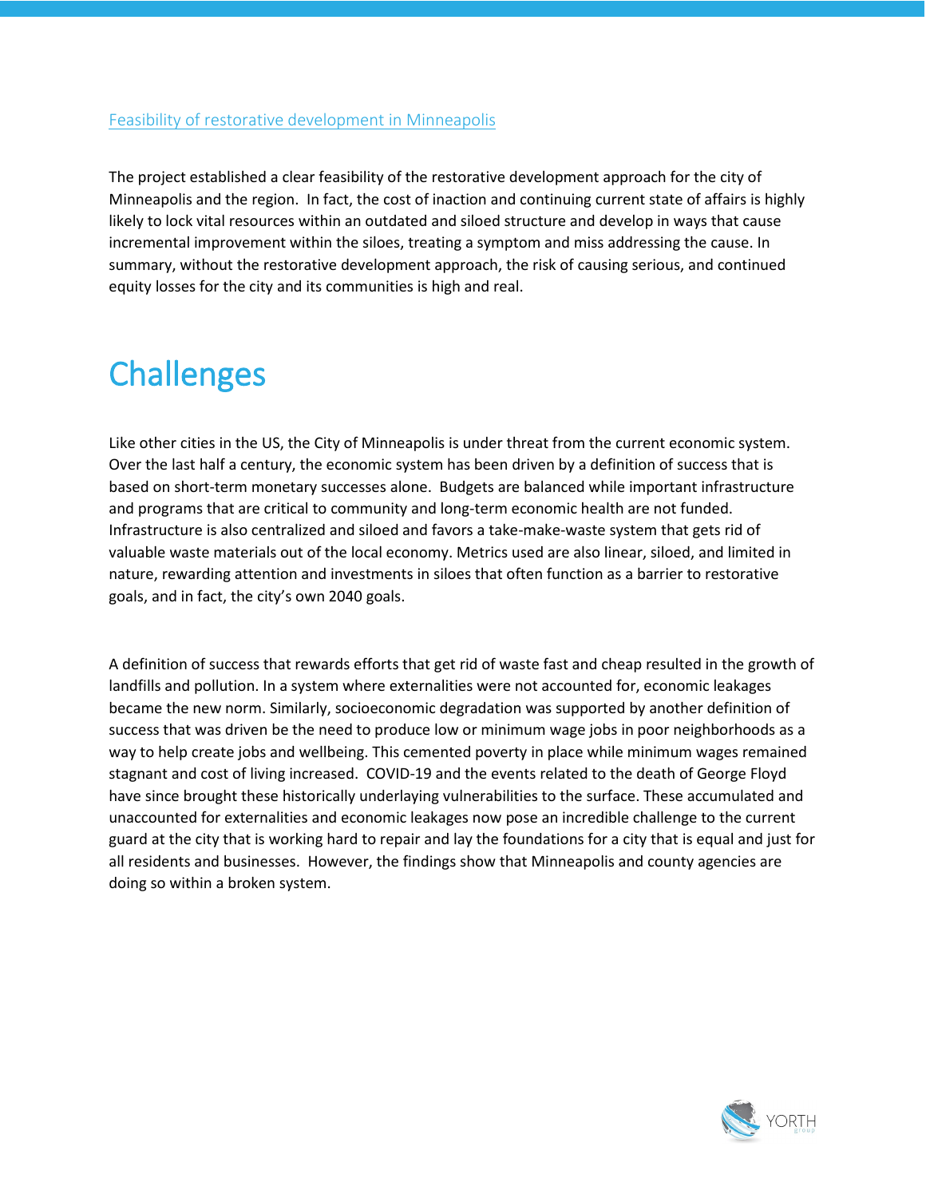Feasibility of restorative development in Minneapolis

The project established a clear feasibility of the restorative development approach for the city of Minneapolis and the region. In fact, the cost of inaction and continuing current state of affairs is highly likely to lock vital resources within an outdated and siloed structure and develop in ways that cause incremental improvement within the siloes, treating a symptom and miss addressing the cause. In summary, without the restorative development approach, the risk of causing serious, and continued equity losses for the city and its communities is high and real.

# Challenges

Like other cities in the US, the City of Minneapolis is under threat from the current economic system. Over the last half a century, the economic system has been driven by a definition of success that is based on short-term monetary successes alone. Budgets are balanced while important infrastructure and programs that are critical to community and long-term economic health are not funded. Infrastructure is also centralized and siloed and favors a take-make-waste system that gets rid of valuable waste materials out of the local economy. Metrics used are also linear, siloed, and limited in nature, rewarding attention and investments in siloes that often function as a barrier to restorative goals, and in fact, the city's own 2040 goals.

A definition of success that rewards efforts that get rid of waste fast and cheap resulted in the growth of landfills and pollution. In a system where externalities were not accounted for, economic leakages became the new norm. Similarly, socioeconomic degradation was supported by another definition of success that was driven be the need to produce low or minimum wage jobs in poor neighborhoods as a way to help create jobs and wellbeing. This cemented poverty in place while minimum wages remained stagnant and cost of living increased. COVID-19 and the events related to the death of George Floyd have since brought these historically underlaying vulnerabilities to the surface. These accumulated and unaccounted for externalities and economic leakages now pose an incredible challenge to the current guard at the city that is working hard to repair and lay the foundations for a city that is equal and just for all residents and businesses. However, the findings show that Minneapolis and county agencies are doing so within a broken system.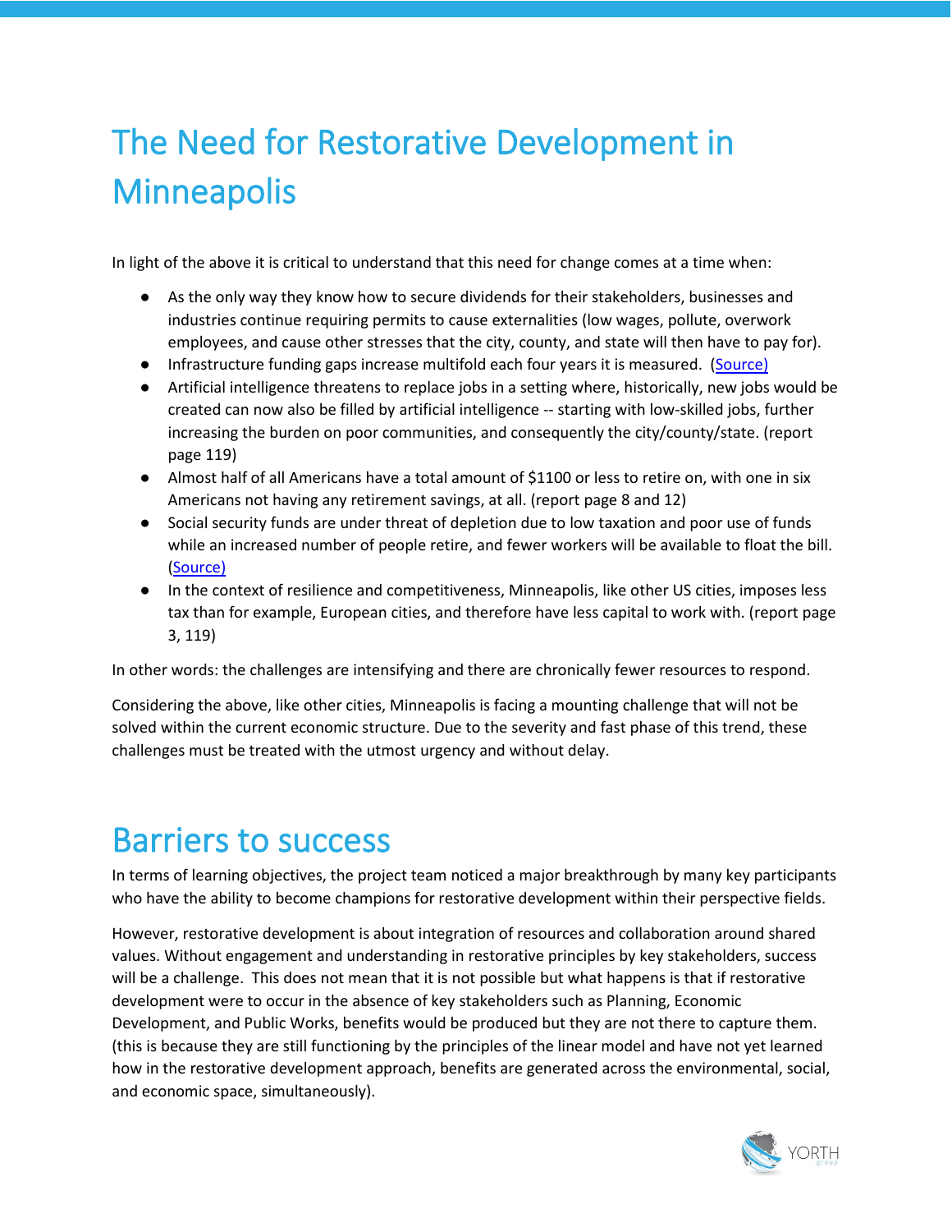# The Need for Restorative Development in Minneapolis

In light of the above it is critical to understand that this need for change comes at a time when:

- As the only way they know how to secure dividends for their stakeholders, businesses and industries continue requiring permits to cause externalities (low wages, pollute, overwork employees, and cause other stresses that the city, county, and state will then have to pay for).
- Infrastructure funding gaps increase multifold each four years it is measured. (Source)
- Artificial intelligence threatens to replace jobs in a setting where, historically, new jobs would be created can now also be filled by artificial intelligence -- starting with low-skilled jobs, further increasing the burden on poor communities, and consequently the city/county/state. (report page 119)
- Almost half of all Americans have a total amount of $1100 or less to retire on, with one in six Americans not having any retirement savings, at all. (report page 8 and 12)
- Social security funds are under threat of depletion due to low taxation and poor use of funds while an increased number of people retire, and fewer workers will be available to float the bill. (Source)
- In the context of resilience and competitiveness, Minneapolis, like other US cities, imposes less tax than for example, European cities, and therefore have less capital to work with. (report page 3, 119)

In other words: the challenges are intensifying and there are chronically fewer resources to respond.

Considering the above, like other cities, Minneapolis is facing a mounting challenge that will not be solved within the current economic structure. Due to the severity and fast phase of this trend, these challenges must be treated with the utmost urgency and without delay.

# Barriers to success

In terms of learning objectives, the project team noticed a major breakthrough by many key participants who have the ability to become champions for restorative development within their perspective fields.

However, restorative development is about integration of resources and collaboration around shared values. Without engagement and understanding in restorative principles by key stakeholders, success will be a challenge. This does not mean that it is not possible but what happens is that if restorative development were to occur in the absence of key stakeholders such as Planning, Economic Development, and Public Works, benefits would be produced but they are not there to capture them. (this is because they are still functioning by the principles of the linear model and have not yet learned how in the restorative development approach, benefits are generated across the environmental, social, and economic space, simultaneously).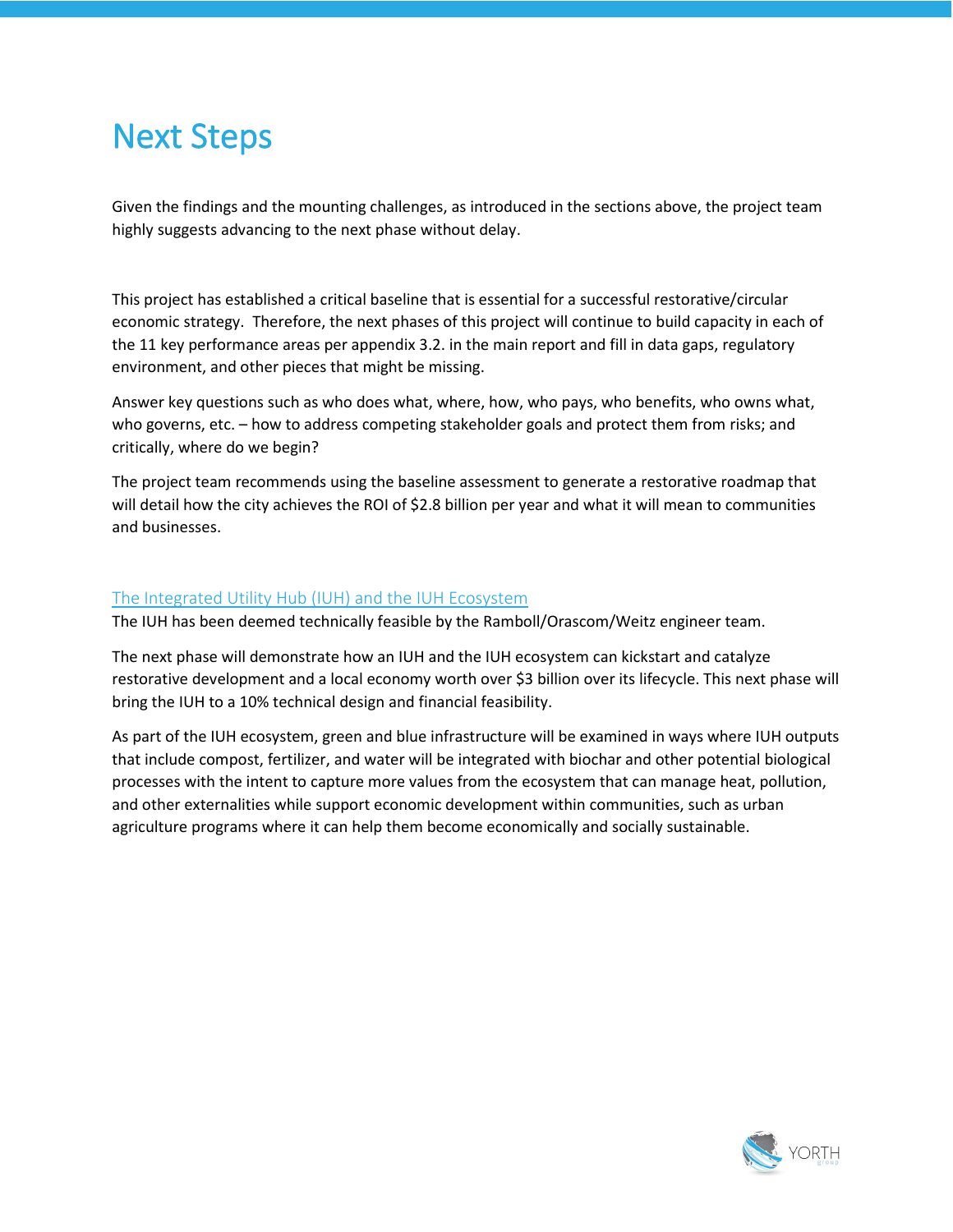# Next Steps

Given the findings and the mounting challenges, as introduced in the sections above, the project team highly suggests advancing to the next phase without delay.

This project has established a critical baseline that is essential for a successful restorative/circular economic strategy. Therefore, the next phases of this project will continue to build capacity in each of the 11 key performance areas per appendix 3.2. in the main report and fill in data gaps, regulatory environment, and other pieces that might be missing.

Answer key questions such as who does what, where, how, who pays, who benefits, who owns what, who governs, etc. – how to address competing stakeholder goals and protect them from risks; and critically, where do we begin?

The project team recommends using the baseline assessment to generate a restorative roadmap that will detail how the city achieves the ROI of $2.8 billion per year and what it will mean to communities and businesses.

## The Integrated Utility Hub (IUH) and the IUH Ecosystem

The IUH has been deemed technically feasible by the Ramboll/Orascom/Weitz engineer team.

The next phase will demonstrate how an IUH and the IUH ecosystem can kickstart and catalyze restorative development and a local economy worth over $3 billion over its lifecycle. This next phase will bring the IUH to a 10% technical design and financial feasibility.

As part of the IUH ecosystem, green and blue infrastructure will be examined in ways where IUH outputs that include compost, fertilizer, and water will be integrated with biochar and other potential biological processes with the intent to capture more values from the ecosystem that can manage heat, pollution, and other externalities while support economic development within communities, such as urban agriculture programs where it can help them become economically and socially sustainable.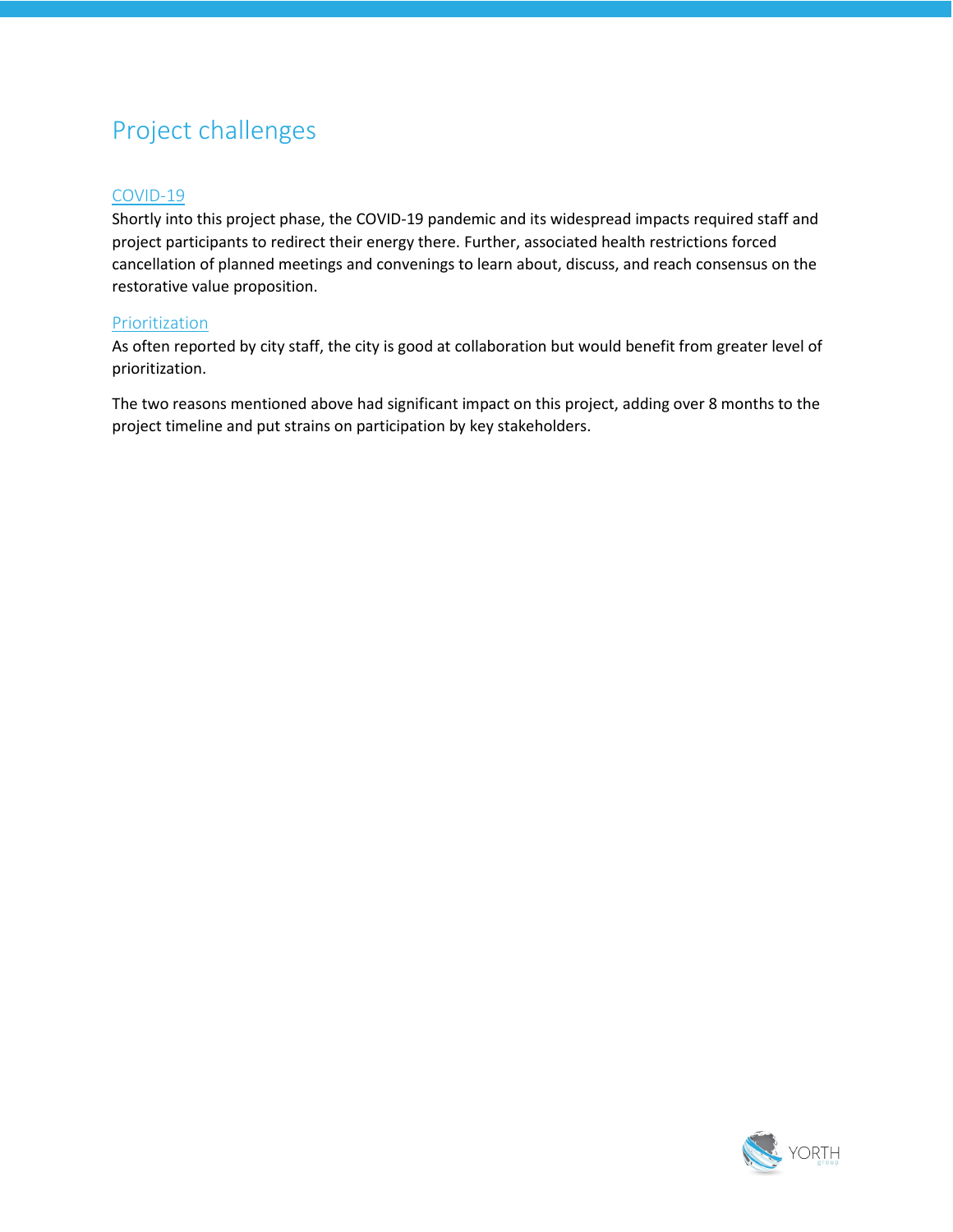# Project challenges

## COVID-19

Shortly into this project phase, the COVID-19 pandemic and its widespread impacts required staff and project participants to redirect their energy there. Further, associated health restrictions forced cancellation of planned meetings and convenings to learn about, discuss, and reach consensus on the restorative value proposition.

## Prioritization

As often reported by city staff, the city is good at collaboration but would benefit from greater level of prioritization.

The two reasons mentioned above had significant impact on this project, adding over 8 months to the project timeline and put strains on participation by key stakeholders.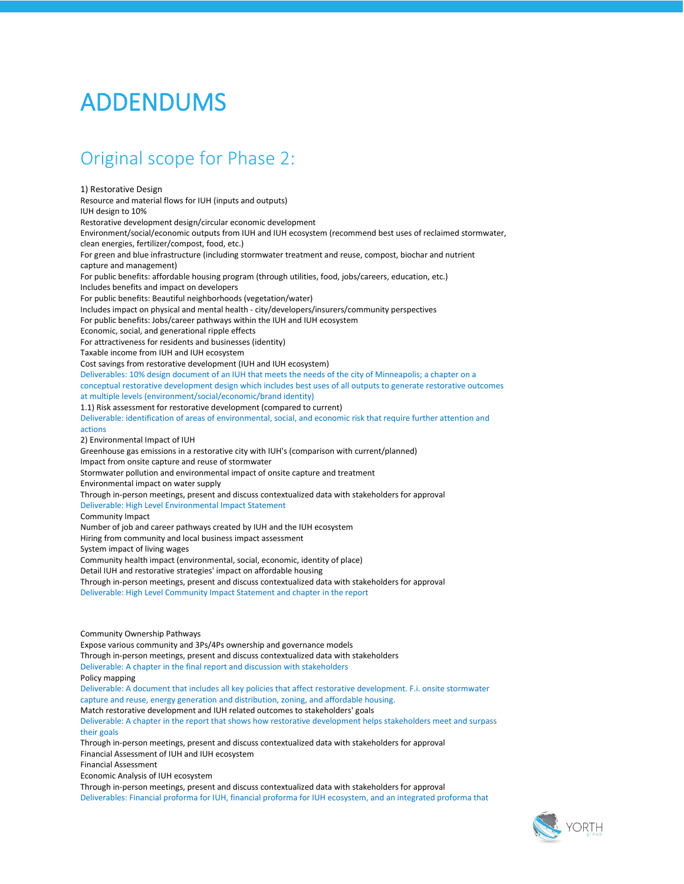# ADDENDUMS

## Original scope for Phase 2:

1) Restorative Design
Resource and material flows for IUH (inputs and outputs)
IUH design to 10%
Restorative development design/circular economic development
Environment/social/economic outputs from IUH and IUH ecosystem (recommend best uses of reclaimed stormwater, clean energies, fertilizer/compost, food, etc.)
For green and blue infrastructure (including stormwater treatment and reuse, compost, biochar and nutrient capture and management)
For public benefits: affordable housing program (through utilities, food, jobs/careers, education, etc.)
Includes benefits and impact on developers
For public benefits: Beautiful neighborhoods (vegetation/water)
Includes impact on physical and mental health - city/developers/insurers/community perspectives
For public benefits: Jobs/career pathways within the IUH and IUH ecosystem
Economic, social, and generational ripple effects
For attractiveness for residents and businesses (identity)
Taxable income from IUH and IUH ecosystem
Cost savings from restorative development (IUH and IUH ecosystem)
Deliverables: 10% design document of an IUH that meets the needs of the city of Minneapolis; a chapter on a conceptual restorative development design which includes best uses of all outputs to generate restorative outcomes at multiple levels (environment/social/economic/brand identity)
1.1) Risk assessment for restorative development (compared to current)
Deliverable: identification of areas of environmental, social, and economic risk that require further attention and actions
2) Environmental Impact of IUH
Greenhouse gas emissions in a restorative city with IUH's (comparison with current/planned)
Impact from onsite capture and reuse of stormwater
Stormwater pollution and environmental impact of onsite capture and treatment
Environmental impact on water supply
Through in-person meetings, present and discuss contextualized data with stakeholders for approval
Deliverable: High Level Environmental Impact Statement
Community Impact
Number of job and career pathways created by IUH and the IUH ecosystem
Hiring from community and local business impact assessment
System impact of living wages
Community health impact (environmental, social, economic, identity of place)
Detail IUH and restorative strategies' impact on affordable housing
Through in-person meetings, present and discuss contextualized data with stakeholders for approval
Deliverable: High Level Community Impact Statement and chapter in the report

Community Ownership Pathways
Expose various community and 3Ps/4Ps ownership and governance models
Through in-person meetings, present and discuss contextualized data with stakeholders
Deliverable: A chapter in the final report and discussion with stakeholders
Policy mapping
Deliverable: A document that includes all key policies that affect restorative development. F.i. onsite stormwater capture and reuse, energy generation and distribution, zoning, and affordable housing.
Match restorative development and IUH related outcomes to stakeholders' goals
Deliverable: A chapter in the report that shows how restorative development helps stakeholders meet and surpass their goals
Through in-person meetings, present and discuss contextualized data with stakeholders for approval
Financial Assessment of IUH and IUH ecosystem
Financial Assessment
Economic Analysis of IUH ecosystem
Through in-person meetings, present and discuss contextualized data with stakeholders for approval
Deliverables: Financial proforma for IUH, financial proforma for IUH ecosystem, and an integrated proforma that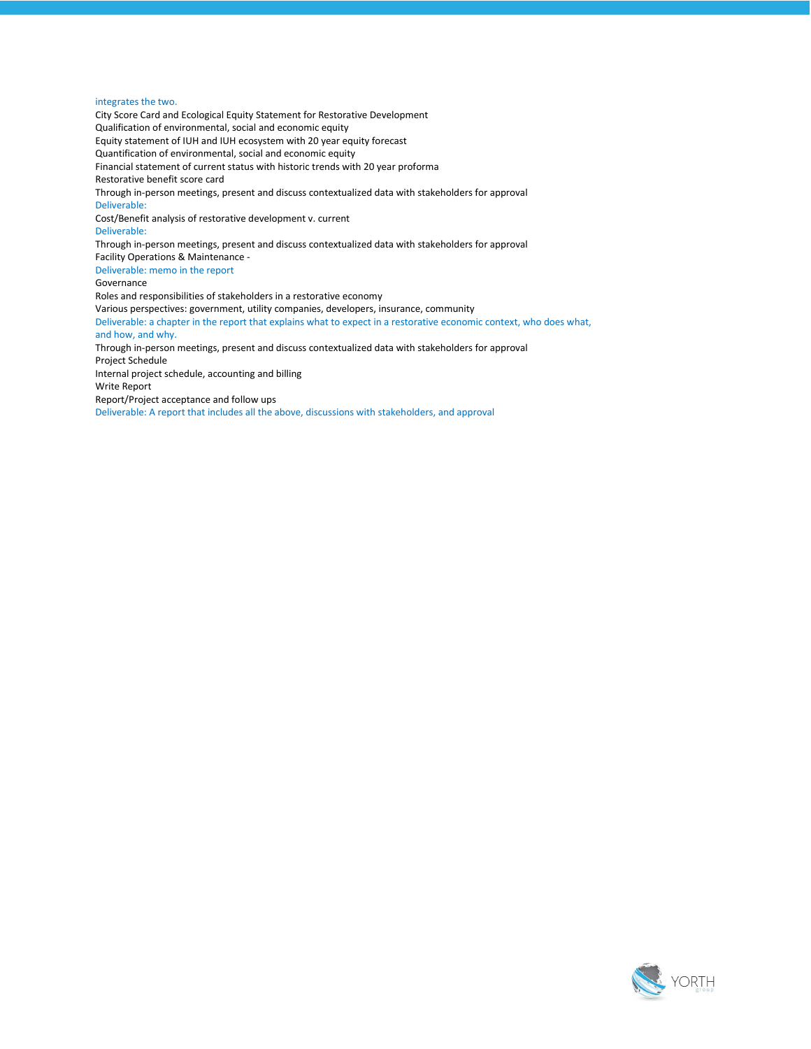integrates the two.

City Score Card and Ecological Equity Statement for Restorative Development

Qualification of environmental, social and economic equity

Equity statement of IUH and IUH ecosystem with 20 year equity forecast

Quantification of environmental, social and economic equity

Financial statement of current status with historic trends with 20 year proforma

Restorative benefit score card

Through in-person meetings, present and discuss contextualized data with stakeholders for approval

Deliverable:

Cost/Benefit analysis of restorative development v. current

Deliverable:

Through in-person meetings, present and discuss contextualized data with stakeholders for approval

Facility Operations & Maintenance -

Deliverable: memo in the report

Governance

Roles and responsibilities of stakeholders in a restorative economy

Various perspectives: government, utility companies, developers, insurance, community

Deliverable: a chapter in the report that explains what to expect in a restorative economic context, who does what, and how, and why.

Through in-person meetings, present and discuss contextualized data with stakeholders for approval

Project Schedule

Internal project schedule, accounting and billing

Write Report

Report/Project acceptance and follow ups

Deliverable: A report that includes all the above, discussions with stakeholders, and approval